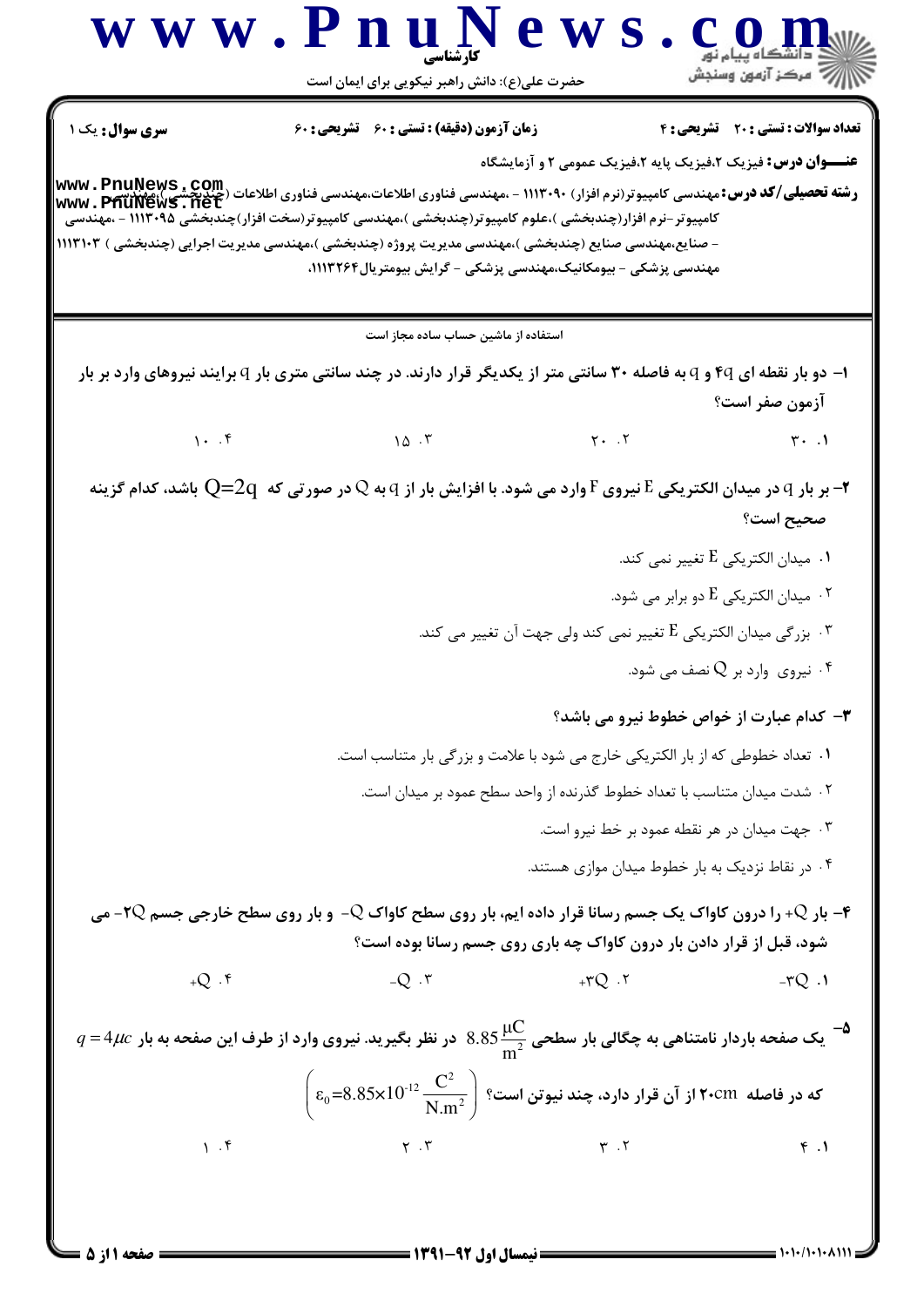کارشناسی

حضرت علی(ع): دانش راهبر نیکویی برای ایمان است

**سری سوال:** یک ۱ | **زمان آزمون (دقیقه) : تستی :** ۶۰ **تشریحی :** ۶۰ | **تعداد سوالات : تستی :** ۲۰ **تشریحی :** ۴

**عنـــوان درس:** فیزیک ۲،فیزیک پایه ۲،فیزیک عمومی ۲ و آزمایشگاه

**رشته تحصیلی/کد درس:** مهندسی کامپیوتر(نرم افزار) ۱۱۱۳۰۹۰ - ،مهندسی فناوری اطلاعات،مهندسی فناوری اطلاعات (چندبخشی )،مهندسی کامپیوتر-نرم افزار(چندبخشی )،علوم کامپیوتر(چندبخشی )،مهندسی کامپیوتر(سخت افزار)چندبخشی ۱۱۱۳۰۹۵ - ،مهندسی - صنایع،مهندسی صنایع (چندبخشی )،مهندسی مدیریت پروژه (چندبخشی )،مهندسی مدیریت اجرایی (چندبخشی ) ۱۱۱۳۱۰۳ مهندسی پزشکی - بیومکانیک،مهندسی پزشکی - گرایش بیومتریال۱۱۱۳۲۶۴،

استفاده از ماشین حساب ساده مجاز است

۱- دو بار نقطه ای $4q$ و $q$ به فاصله ۳۰ سانتی متر از یکدیگر قرار دارند. در چند سانتی متری بار $q$ برایند نیروهای وارد بر بار آزمون صفر است؟

۱. ۳۰
۲. ۲۰
۳. ۱۵
۴. ۱۰

۲- بر بار $q$ در میدان الکتریکی $E$ نیروی $F$ وارد می شود. با افزایش بار از $q$ به $Q$ در صورتی که $Q=2q$ باشد، کدام گزینه صحیح است؟

۱. میدان الکتریکی $E$ تغییر نمی کند.
۲. میدان الکتریکی $E$ دو برابر می شود.
۳. بزرگی میدان الکتریکی $E$ تغییر نمی کند ولی جهت آن تغییر می کند.
۴. نیروی وارد بر $Q$ نصف می شود.

۳- کدام عبارت از خواص خطوط نیرو می باشد؟

۱. تعداد خطوطی که از بار الکتریکی خارج می شود با علامت و بزرگی بار متناسب است.
۲. شدت میدان متناسب با تعداد خطوط گذرنده از واحد سطح عمود بر میدان است.
۳. جهت میدان در هر نقطه عمود بر خط نیرو است.
۴. در نقاط نزدیک به بار خطوط میدان موازی هستند.

۴- بار $+Q$ را درون کاواک یک جسم رسانا قرار داده ایم، بار روی سطح کاواک $-Q$ و بار روی سطح خارجی جسم $-2Q$ می شود، قبل از قرار دادن بار درون کاواک چه باری روی جسم رسانا بوده است؟

۱. $-3Q$
۲. $+3Q$
۳. $-Q$
۴. $+Q$

۵- یک صفحه باردار نامتناهی به چگالی بار سطحی $8.85\frac{\mu C}{m^2}$ در نظر بگیرید. نیروی وارد از طرف این صفحه به بار $q=4\mu c$ که در فاصله ۲۰cm از آن قرار دارد، چند نیوتن است؟ $\left(\varepsilon_0=8.85\times10^{-12}\frac{C^2}{N.m^2}\right)$

۱. ۴
۲. ۳
۳. ۲
۴. ۱

نیمسال اول ۹۲-۱۳۹۱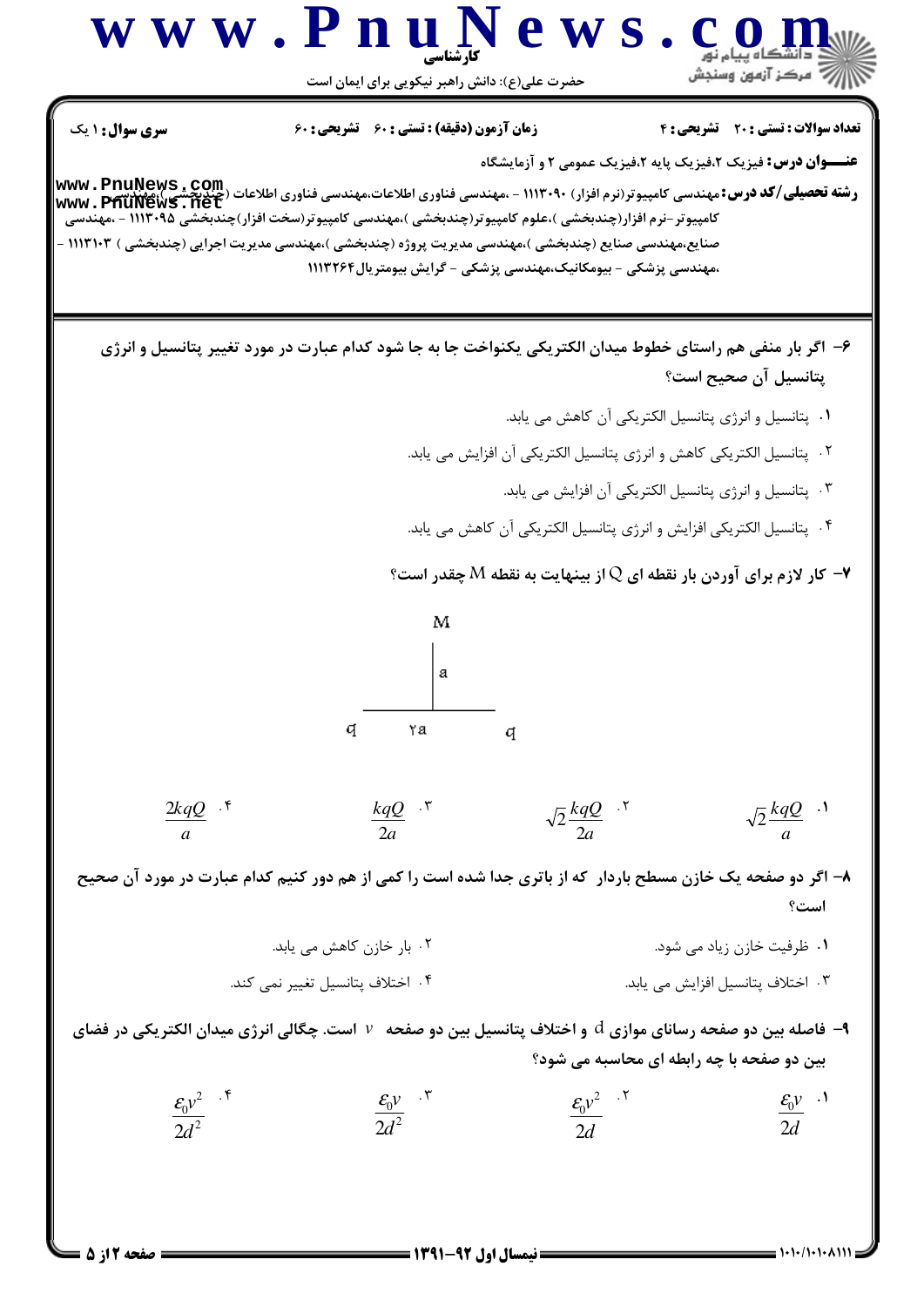**سری سؤال:** ۱ یک | **زمان آزمون (دقیقه) : تستی :** ۶۰ **تشریحی :** ۶۰ | **تعداد سوالات : تستی :** ۲۰ **تشریحی :** ۴

**عنـــوان درس:** فیزیک ۲،فیزیک پایه ۲،فیزیک عمومی ۲ و آزمایشگاه

**رشته تحصیلی/کد درس:** مهندسی کامپیوتر(نرم افزار) ۱۱۱۳۰۹۰ - ،مهندسی فناوری اطلاعات،مهندسی فناوری اطلاعات (چندبخشی )،مهندسی کامپیوتر-نرم افزار(چندبخشی )،علوم کامپیوتر(چندبخشی )،مهندسی کامپیوتر(سخت افزار)چندبخشی ۱۱۱۳۰۹۵ - ،مهندسی صنایع،مهندسی صنایع (چندبخشی )،مهندسی مدیریت پروژه (چندبخشی )،مهندسی مدیریت اجرایی (چندبخشی ) ۱۱۱۳۱۰۳ - ،مهندسی پزشکی - بیومکانیک،مهندسی پزشکی - گرایش بیومتریال۱۱۱۳۲۶۴

۶- اگر بار منفی هم راستای خطوط میدان الکتریکی یکنواخت جا به جا شود کدام عبارت در مورد تغییر پتانسیل و انرژی پتانسیل آن صحیح است؟

۱. پتانسیل و انرژی پتانسیل الکتریکی آن کاهش می یابد.

۲. پتانسیل الکتریکی کاهش و انرژی پتانسیل الکتریکی آن افزایش می یابد.

۳. پتانسیل و انرژی پتانسیل الکتریکی آن افزایش می یابد.

۴. پتانسیل الکتریکی افزایش و انرژی پتانسیل الکتریکی آن کاهش می یابد.

۷- کار لازم برای آوردن بار نقطه ای $Q$ از بینهایت به نقطه $M$ چقدر است؟

M

a

q ۲a q

۱. $\sqrt{2}\dfrac{kqQ}{a}$ ۲. $\sqrt{2}\dfrac{kqQ}{2a}$ ۳. $\dfrac{kqQ}{2a}$ ۴. $\dfrac{2kqQ}{a}$

۸- اگر دو صفحه یک خازن مسطح باردار که از باتری جدا شده است را کمی از هم دور کنیم کدام عبارت در مورد آن صحیح است؟

۱. ظرفیت خازن زیاد می شود.

۲. بار خازن کاهش می یابد.

۳. اختلاف پتانسیل افزایش می یابد.

۴. اختلاف پتانسیل تغییر نمی کند.

۹- فاصله بین دو صفحه رسانای موازی $d$ و اختلاف پتانسیل بین دو صفحه $v$ است. چگالی انرژی میدان الکتریکی در فضای بین دو صفحه با چه رابطه ای محاسبه می شود؟

۱. $\dfrac{\varepsilon_0 v}{2d}$ ۲. $\dfrac{\varepsilon_0 v^2}{2d}$ ۳. $\dfrac{\varepsilon_0 v}{2d^2}$ ۴. $\dfrac{\varepsilon_0 v^2}{2d^2}$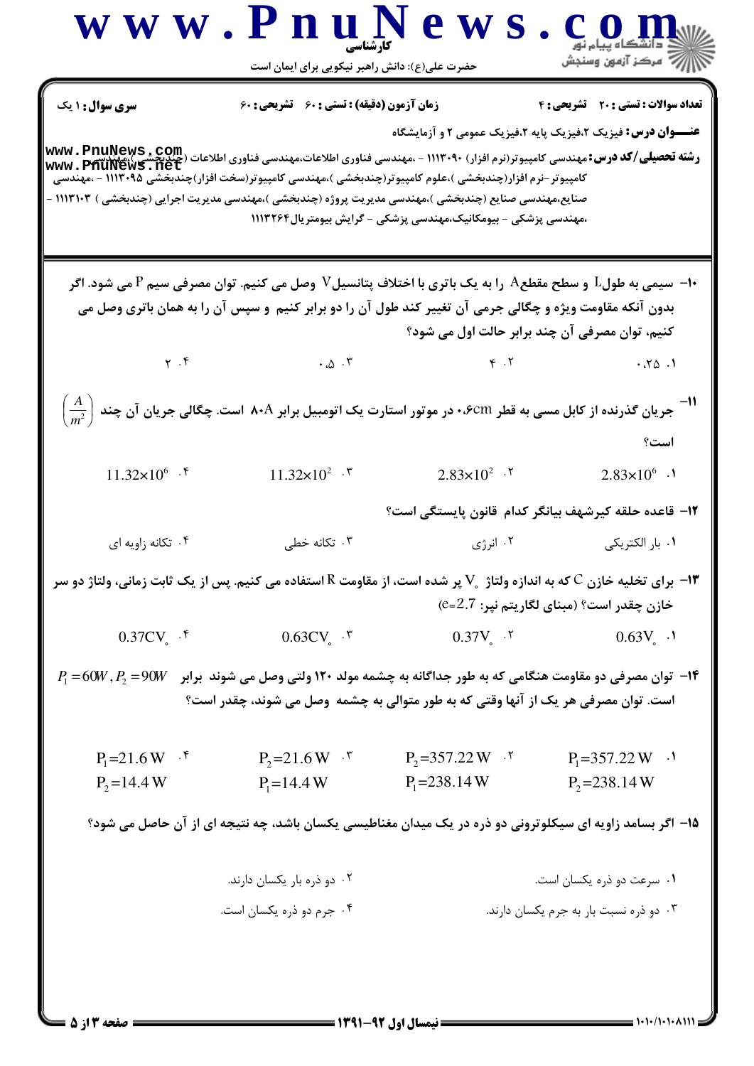**سری سوال:** ۱ یک

**زمان آزمون (دقیقه) : تستی :** ۶۰ **تشریحی :** ۶۰

**تعداد سوالات : تستی :** ۲۰ **تشریحی :** ۴

**عنـــوان درس:** فیزیک ۲،فیزیک پایه ۲،فیزیک عمومی ۲ و آزمایشگاه

**رشته تحصیلی/کد درس:** مهندسی کامپیوتر(نرم افزار) ۱۱۱۳۰۹۰ - ،مهندسی فناوری اطلاعات،مهندسی فناوری اطلاعات (چندبخشی )،مهندسی کامپیوتر-نرم افزار(چندبخشی )،علوم کامپیوتر(چندبخشی )،مهندسی کامپیوتر(سخت افزار)چندبخشی ۱۱۱۳۰۹۵ - ،مهندسی صنایع،مهندسی صنایع (چندبخشی )،مهندسی مدیریت پروژه (چندبخشی )،مهندسی مدیریت اجرایی (چندبخشی ) ۱۱۱۳۱۰۳ - ،مهندسی پزشکی - بیومکانیک،مهندسی پزشکی - گرایش بیومتریال۱۱۱۳۲۶۴

۱۰- سیمی به طول L و سطح مقطع A را به یک باتری با اختلاف پتانسیل V وصل می کنیم. توان مصرفی سیم P می شود. اگر بدون آنکه مقاومت ویژه و چگالی جرمی آن تغییر کند طول آن را دو برابر کنیم و سپس آن را به همان باتری وصل می کنیم، توان مصرفی آن چند برابر حالت اول می شود؟

۱. ۰.۲۵
۲. ۴
۳. ۰.۵
۴. ۲

۱۱- جریان گذرنده از کابل مسی به قطر ۰.۶cm در موتور استارت یک اتومبیل برابر ۸۰A است. چگالی جریان آن چند $\left(\frac{A}{m^2}\right)$ است؟

۱. $2.83\times10^6$
۲. $2.83\times10^2$
۳. $11.32\times10^2$
۴. $11.32\times10^6$

۱۲- قاعده حلقه کیرشهف بیانگر کدام قانون پایستگی است؟

۱. بار الکتریکی
۲. انرژی
۳. تکانه خطی
۴. تکانه زاویه ای

۱۳- برای تخلیه خازن C که به اندازه ولتاژ $V_\circ$ پر شده است، از مقاومت R استفاده می کنیم. پس از یک ثابت زمانی، ولتاژ دو سر خازن چقدر است؟ (مبنای لگاریتم نپر: e=2.7)

۱. $0.63V_\circ$
۲. $0.37V_\circ$
۳. $0.63CV_\circ$
۴. $0.37CV_\circ$

۱۴- توان مصرفی دو مقاومت هنگامی که به طور جداگانه به چشمه مولد ۱۲۰ ولتی وصل می شوند برابر $P_1=60W, P_2=90W$ است. توان مصرفی هر یک از آنها وقتی که به طور متوالی به چشمه وصل می شوند، چقدر است؟

۱. $P_1=357.22\,W$ ، $P_2=238.14\,W$
۲. $P_2=357.22\,W$ ، $P_1=238.14\,W$
۳. $P_2=21.6\,W$ ، $P_1=14.4\,W$
۴. $P_1=21.6\,W$ ، $P_2=14.4\,W$

۱۵- اگر بسامد زاویه ای سیکلوترونی دو ذره در یک میدان مغناطیسی یکسان باشد، چه نتیجه ای از آن حاصل می شود؟

۱. سرعت دو ذره یکسان است.
۲. دو ذره بار یکسان دارند.
۳. دو ذره نسبت بار به جرم یکسان دارند.
۴. جرم دو ذره یکسان است.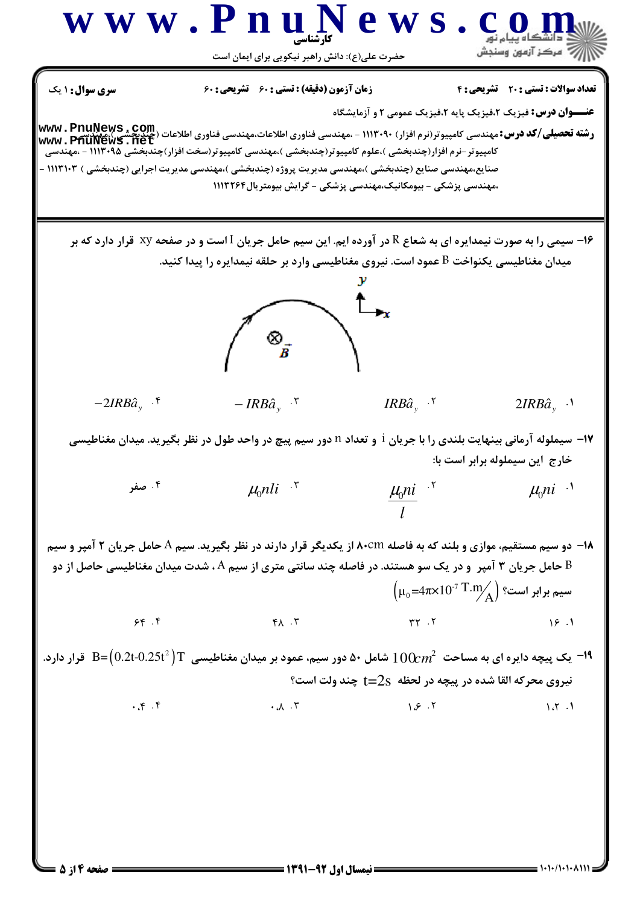**سری سوال:** ۱ یک

**زمان آزمون (دقیقه) : تستی :** ۶۰ **تشریحی :** ۶۰

**تعداد سوالات : تستی :** ۲۰ **تشریحی :** ۴

**عنـــوان درس:** فیزیک ۲،فیزیک پایه ۲،فیزیک عمومی ۲ و آزمایشگاه

**رشته تحصیلی/کد درس:** مهندسی کامپیوتر(نرم افزار) ۱۱۱۳۰۹۰ - ،مهندسی فناوری اطلاعات،مهندسی فناوری اطلاعات (چندبخشی )،مهندسی کامپیوتر-نرم افزار(چندبخشی )،علوم کامپیوتر(چندبخشی )،مهندسی کامپیوتر(سخت افزار)چندبخشی ۱۱۱۳۰۹۵ - ،مهندسی صنایع،مهندسی صنایع (چندبخشی )،مهندسی مدیریت پروژه (چندبخشی )،مهندسی مدیریت اجرایی (چندبخشی ) ۱۱۱۳۱۰۳ - ،مهندسی پزشکی - بیومکانیک،مهندسی پزشکی - گرایش بیومتریال۱۱۱۳۲۶۴

---

۱۶- سیمی را به صورت نیمدایره ای به شعاع R در آورده ایم. این سیم حامل جریان I است و در صفحه xy قرار دارد که بر میدان مغناطیسی یکنواخت B عمود است. نیروی مغناطیسی وارد بر حلقه نیمدایره را پیدا کنید.

۱. $2IRB\hat{a}_y$    ۲. $IRB\hat{a}_y$    ۳. $-IRB\hat{a}_y$    ۴. $-2IRB\hat{a}_y$

۱۷- سیملوله آرمانی بینهایت بلندی را با جریان i و تعداد n دور سیم پیچ در واحد طول در نظر بگیرید. میدان مغناطیسی خارج این سیملوله برابر است با:

۱. $\mu_0 ni$    ۲. $\frac{\mu_0 ni}{l}$    ۳. $\mu_0 nli$    ۴. صفر

۱۸- دو سیم مستقیم، موازی و بلند که به فاصله ۸۰cm از یکدیگر قرار دارند در نظر بگیرید. سیم A حامل جریان ۲ آمپر و سیم B حامل جریان ۳ آمپر و در یک سو هستند. در فاصله چند سانتی متری از سیم A ، شدت میدان مغناطیسی حاصل از دو سیم برابر است؟ $\left(\mu_0=4\pi\times10^{-7}\ \mathrm{T.m/A}\right)$

۱. ۱۶    ۲. ۳۲    ۳. ۴۸    ۴. ۶۴

۱۹- یک پیچه دایره ای به مساحت $100cm^2$ شامل ۵۰ دور سیم، عمود بر میدان مغناطیسی $B=\left(0.2t-0.25t^2\right)T$ قرار دارد. نیروی محرکه القا شده در پیچه در لحظه $t=2s$ چند ولت است؟

۱. ۱.۲    ۲. ۱.۶    ۳. ۰.۸    ۴. ۰.۴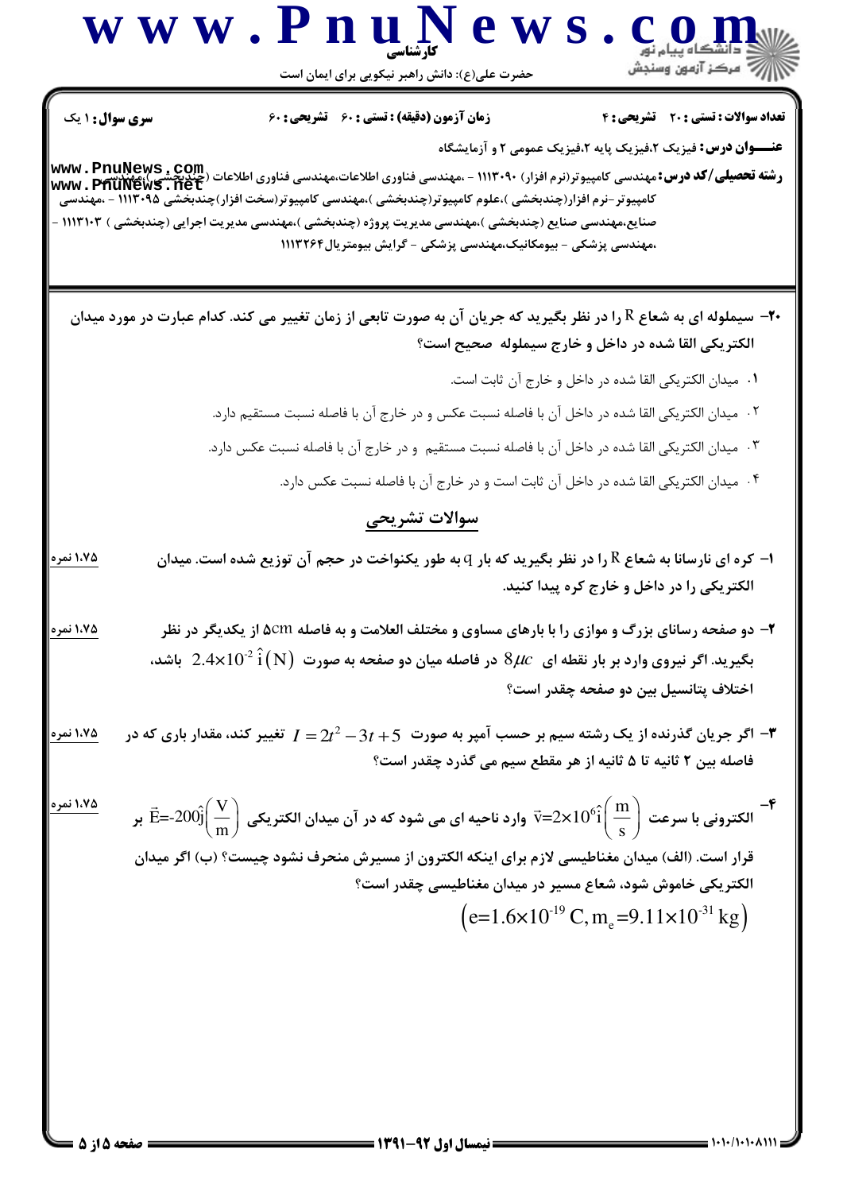۲۰- سیملوله ای به شعاع R را در نظر بگیرید که جریان آن به صورت تابعی از زمان تغییر می کند. کدام عبارت در مورد میدان الکتریکی القا شده در داخل و خارج سیملوله صحیح است؟

۱. میدان الکتریکی القا شده در داخل و خارج آن ثابت است.

۲. میدان الکتریکی القا شده در داخل آن با فاصله نسبت عکس و در خارج آن با فاصله نسبت مستقیم دارد.

۳. میدان الکتریکی القا شده در داخل آن با فاصله نسبت مستقیم و در خارج آن با فاصله نسبت عکس دارد.

۴. میدان الکتریکی القا شده در داخل آن ثابت است و در خارج آن با فاصله نسبت عکس دارد.

## سوالات تشریحی

۱- کره ای نارسانا به شعاع R را در نظر بگیرید که بار q به طور یکنواخت در حجم آن توزیع شده است. میدان الکتریکی را در داخل و خارج کره پیدا کنید. (۱،۷۵ نمره)

۲- دو صفحه رسانای بزرگ و موازی را با بارهای مساوی و مختلف العلامت و به فاصله ۵cm از یکدیگر در نظر بگیرید. اگر نیروی وارد بر بار نقطه ای $8\mu c$ در فاصله میان دو صفحه به صورت $2.4\times10^{-2}\,\hat{i}\,(N)$ باشد، اختلاف پتانسیل بین دو صفحه چقدر است؟ (۱،۷۵ نمره)

۳- اگر جریان گذرنده از یک رشته سیم بر حسب آمپر به صورت $I = 2t^2 - 3t + 5$ تغییر کند، مقدار باری که در فاصله بین ۲ ثانیه تا ۵ ثانیه از هر مقطع سیم می گذرد چقدر است؟ (۱،۷۵ نمره)

۴- الکترونی با سرعت $\vec{v}=2\times10^{6}\hat{i}\left(\frac{m}{s}\right)$ وارد ناحیه ای می شود که در آن میدان الکتریکی $\vec{E}=-200\hat{j}\left(\frac{V}{m}\right)$ بر قرار است. (الف) میدان مغناطیسی لازم برای اینکه الکترون از مسیرش منحرف نشود چیست؟ (ب) اگر میدان الکتریکی خاموش شود، شعاع مسیر در میدان مغناطیسی چقدر است؟ (۱،۷۵ نمره)

$$\left(e=1.6\times10^{-19}\,C,\ m_e=9.11\times10^{-31}\,kg\right)$$